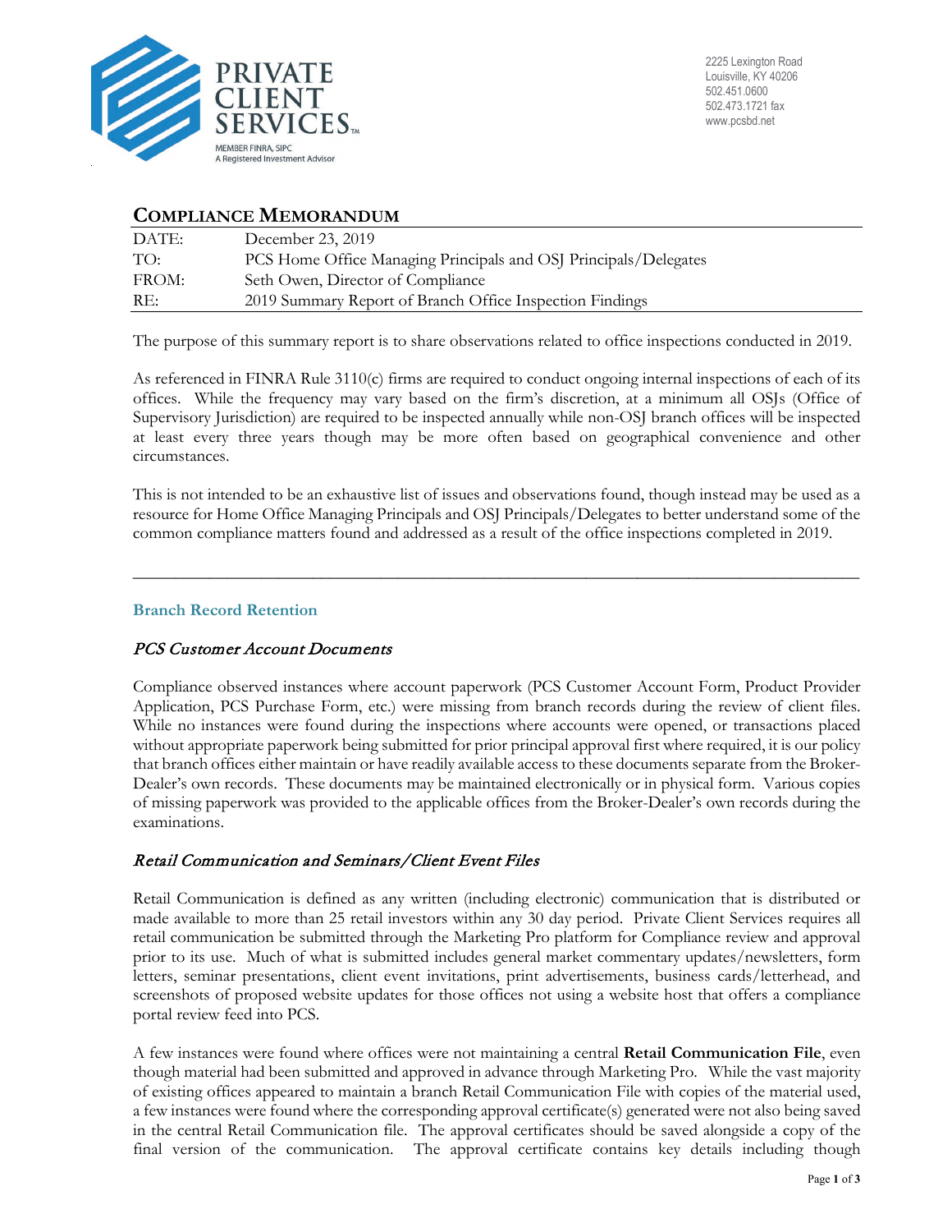PRIVATE CLIENT SERVICES™

MEMBER FINRA, SIPC
A Registered Investment Advisor

2225 Lexington Road
Louisville, KY 40206
502.451.0600
502.473.1721 fax
www.pcsbd.net

## COMPLIANCE MEMORANDUM

| | |
|---|---|
| DATE: | December 23, 2019 |
| TO: | PCS Home Office Managing Principals and OSJ Principals/Delegates |
| FROM: | Seth Owen, Director of Compliance |
| RE: | 2019 Summary Report of Branch Office Inspection Findings |

The purpose of this summary report is to share observations related to office inspections conducted in 2019.

As referenced in FINRA Rule 3110(c) firms are required to conduct ongoing internal inspections of each of its offices. While the frequency may vary based on the firm's discretion, at a minimum all OSJs (Office of Supervisory Jurisdiction) are required to be inspected annually while non-OSJ branch offices will be inspected at least every three years though may be more often based on geographical convenience and other circumstances.

This is not intended to be an exhaustive list of issues and observations found, though instead may be used as a resource for Home Office Managing Principals and OSJ Principals/Delegates to better understand some of the common compliance matters found and addressed as a result of the office inspections completed in 2019.

---

### Branch Record Retention

#### *PCS Customer Account Documents*

Compliance observed instances where account paperwork (PCS Customer Account Form, Product Provider Application, PCS Purchase Form, etc.) were missing from branch records during the review of client files. While no instances were found during the inspections where accounts were opened, or transactions placed without appropriate paperwork being submitted for prior principal approval first where required, it is our policy that branch offices either maintain or have readily available access to these documents separate from the Broker-Dealer's own records. These documents may be maintained electronically or in physical form. Various copies of missing paperwork was provided to the applicable offices from the Broker-Dealer's own records during the examinations.

#### *Retail Communication and Seminars/Client Event Files*

Retail Communication is defined as any written (including electronic) communication that is distributed or made available to more than 25 retail investors within any 30 day period. Private Client Services requires all retail communication be submitted through the Marketing Pro platform for Compliance review and approval prior to its use. Much of what is submitted includes general market commentary updates/newsletters, form letters, seminar presentations, client event invitations, print advertisements, business cards/letterhead, and screenshots of proposed website updates for those offices not using a website host that offers a compliance portal review feed into PCS.

A few instances were found where offices were not maintaining a central **Retail Communication File**, even though material had been submitted and approved in advance through Marketing Pro. While the vast majority of existing offices appeared to maintain a branch Retail Communication File with copies of the material used, a few instances were found where the corresponding approval certificate(s) generated were not also being saved in the central Retail Communication file. The approval certificates should be saved alongside a copy of the final version of the communication. The approval certificate contains key details including though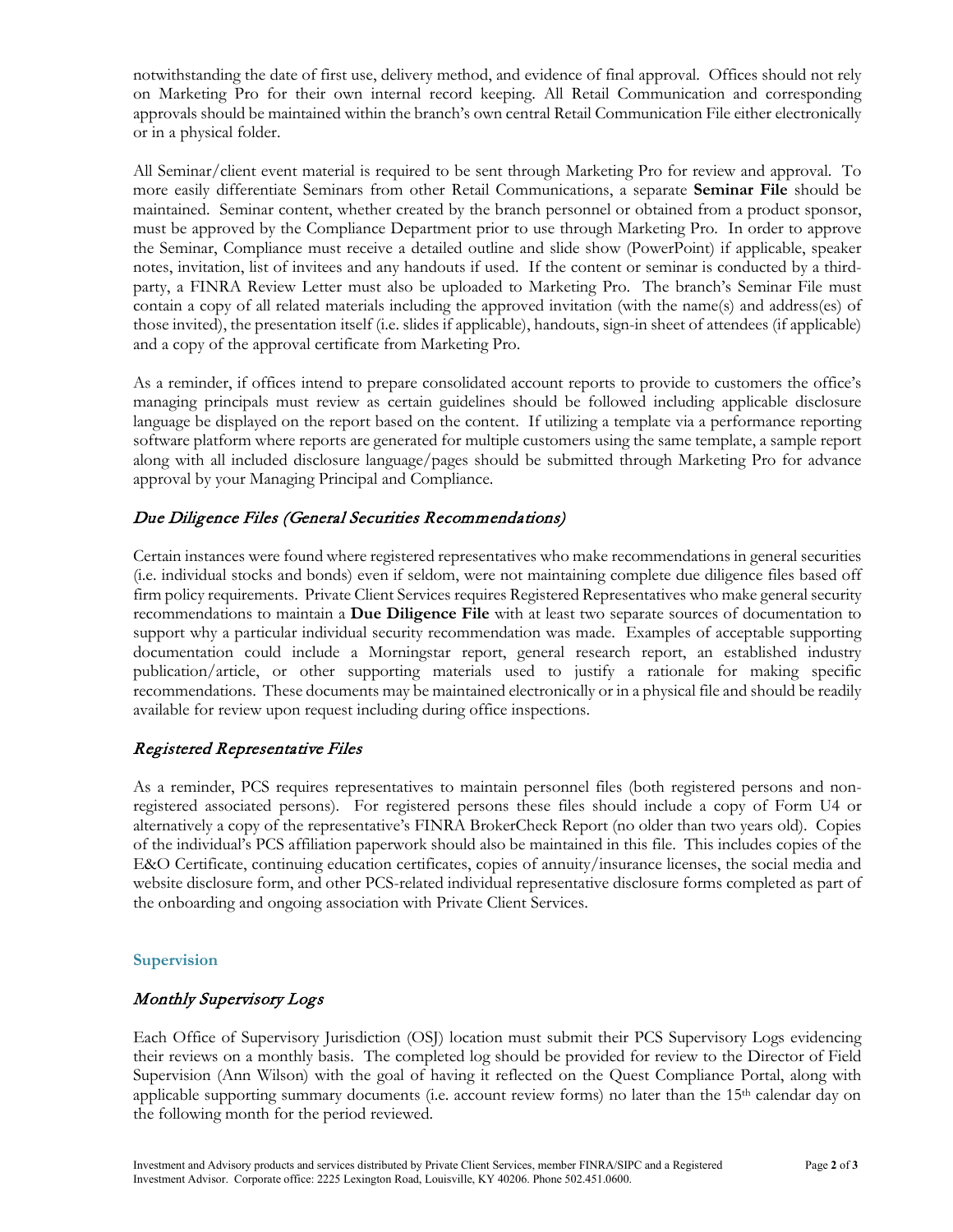notwithstanding the date of first use, delivery method, and evidence of final approval. Offices should not rely on Marketing Pro for their own internal record keeping. All Retail Communication and corresponding approvals should be maintained within the branch's own central Retail Communication File either electronically or in a physical folder.

All Seminar/client event material is required to be sent through Marketing Pro for review and approval. To more easily differentiate Seminars from other Retail Communications, a separate **Seminar File** should be maintained. Seminar content, whether created by the branch personnel or obtained from a product sponsor, must be approved by the Compliance Department prior to use through Marketing Pro. In order to approve the Seminar, Compliance must receive a detailed outline and slide show (PowerPoint) if applicable, speaker notes, invitation, list of invitees and any handouts if used. If the content or seminar is conducted by a third-party, a FINRA Review Letter must also be uploaded to Marketing Pro. The branch's Seminar File must contain a copy of all related materials including the approved invitation (with the name(s) and address(es) of those invited), the presentation itself (i.e. slides if applicable), handouts, sign-in sheet of attendees (if applicable) and a copy of the approval certificate from Marketing Pro.

As a reminder, if offices intend to prepare consolidated account reports to provide to customers the office's managing principals must review as certain guidelines should be followed including applicable disclosure language be displayed on the report based on the content. If utilizing a template via a performance reporting software platform where reports are generated for multiple customers using the same template, a sample report along with all included disclosure language/pages should be submitted through Marketing Pro for advance approval by your Managing Principal and Compliance.

### *Due Diligence Files (General Securities Recommendations)*

Certain instances were found where registered representatives who make recommendations in general securities (i.e. individual stocks and bonds) even if seldom, were not maintaining complete due diligence files based off firm policy requirements. Private Client Services requires Registered Representatives who make general security recommendations to maintain a **Due Diligence File** with at least two separate sources of documentation to support why a particular individual security recommendation was made. Examples of acceptable supporting documentation could include a Morningstar report, general research report, an established industry publication/article, or other supporting materials used to justify a rationale for making specific recommendations. These documents may be maintained electronically or in a physical file and should be readily available for review upon request including during office inspections.

### *Registered Representative Files*

As a reminder, PCS requires representatives to maintain personnel files (both registered persons and non-registered associated persons). For registered persons these files should include a copy of Form U4 or alternatively a copy of the representative's FINRA BrokerCheck Report (no older than two years old). Copies of the individual's PCS affiliation paperwork should also be maintained in this file. This includes copies of the E&O Certificate, continuing education certificates, copies of annuity/insurance licenses, the social media and website disclosure form, and other PCS-related individual representative disclosure forms completed as part of the onboarding and ongoing association with Private Client Services.

## Supervision

### *Monthly Supervisory Logs*

Each Office of Supervisory Jurisdiction (OSJ) location must submit their PCS Supervisory Logs evidencing their reviews on a monthly basis. The completed log should be provided for review to the Director of Field Supervision (Ann Wilson) with the goal of having it reflected on the Quest Compliance Portal, along with applicable supporting summary documents (i.e. account review forms) no later than the 15th calendar day on the following month for the period reviewed.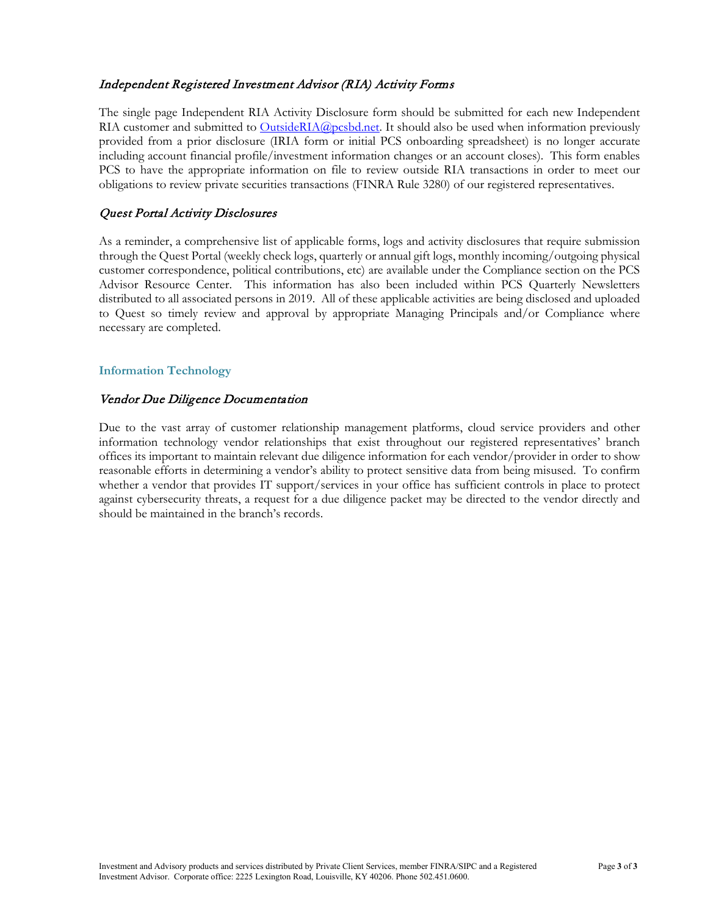### *Independent Registered Investment Advisor (RIA) Activity Forms*

The single page Independent RIA Activity Disclosure form should be submitted for each new Independent RIA customer and submitted to OutsideRIA@pcsbd.net. It should also be used when information previously provided from a prior disclosure (IRIA form or initial PCS onboarding spreadsheet) is no longer accurate including account financial profile/investment information changes or an account closes). This form enables PCS to have the appropriate information on file to review outside RIA transactions in order to meet our obligations to review private securities transactions (FINRA Rule 3280) of our registered representatives.

### *Quest Portal Activity Disclosures*

As a reminder, a comprehensive list of applicable forms, logs and activity disclosures that require submission through the Quest Portal (weekly check logs, quarterly or annual gift logs, monthly incoming/outgoing physical customer correspondence, political contributions, etc) are available under the Compliance section on the PCS Advisor Resource Center. This information has also been included within PCS Quarterly Newsletters distributed to all associated persons in 2019. All of these applicable activities are being disclosed and uploaded to Quest so timely review and approval by appropriate Managing Principals and/or Compliance where necessary are completed.

## Information Technology

### *Vendor Due Diligence Documentation*

Due to the vast array of customer relationship management platforms, cloud service providers and other information technology vendor relationships that exist throughout our registered representatives' branch offices its important to maintain relevant due diligence information for each vendor/provider in order to show reasonable efforts in determining a vendor's ability to protect sensitive data from being misused. To confirm whether a vendor that provides IT support/services in your office has sufficient controls in place to protect against cybersecurity threats, a request for a due diligence packet may be directed to the vendor directly and should be maintained in the branch's records.